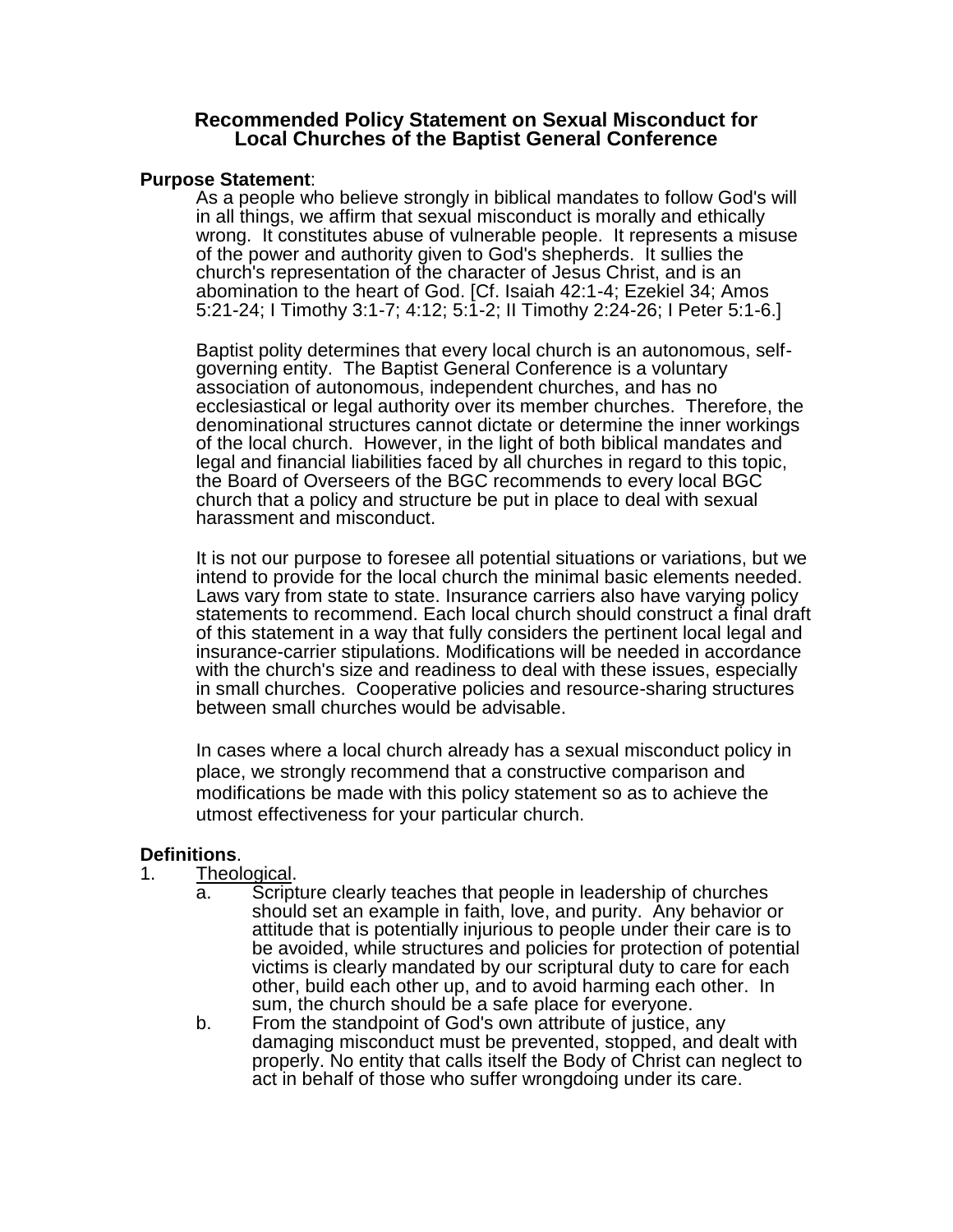# Recommended Policy Statement on Sexual Misconduct for Local Churches of the Baptist General Conference

**Purpose Statement**:

As a people who believe strongly in biblical mandates to follow God's will in all things, we affirm that sexual misconduct is morally and ethically wrong. It constitutes abuse of vulnerable people. It represents a misuse of the power and authority given to God's shepherds. It sullies the church's representation of the character of Jesus Christ, and is an abomination to the heart of God. [Cf. Isaiah 42:1-4; Ezekiel 34; Amos 5:21-24; I Timothy 3:1-7; 4:12; 5:1-2; II Timothy 2:24-26; I Peter 5:1-6.]

Baptist polity determines that every local church is an autonomous, self-governing entity. The Baptist General Conference is a voluntary association of autonomous, independent churches, and has no ecclesiastical or legal authority over its member churches. Therefore, the denominational structures cannot dictate or determine the inner workings of the local church. However, in the light of both biblical mandates and legal and financial liabilities faced by all churches in regard to this topic, the Board of Overseers of the BGC recommends to every local BGC church that a policy and structure be put in place to deal with sexual harassment and misconduct.

It is not our purpose to foresee all potential situations or variations, but we intend to provide for the local church the minimal basic elements needed. Laws vary from state to state. Insurance carriers also have varying policy statements to recommend. Each local church should construct a final draft of this statement in a way that fully considers the pertinent local legal and insurance-carrier stipulations. Modifications will be needed in accordance with the church's size and readiness to deal with these issues, especially in small churches. Cooperative policies and resource-sharing structures between small churches would be advisable.

In cases where a local church already has a sexual misconduct policy in place, we strongly recommend that a constructive comparison and modifications be made with this policy statement so as to achieve the utmost effectiveness for your particular church.

**Definitions**.

1. Theological.
   a. Scripture clearly teaches that people in leadership of churches should set an example in faith, love, and purity. Any behavior or attitude that is potentially injurious to people under their care is to be avoided, while structures and policies for protection of potential victims is clearly mandated by our scriptural duty to care for each other, build each other up, and to avoid harming each other. In sum, the church should be a safe place for everyone.
   b. From the standpoint of God's own attribute of justice, any damaging misconduct must be prevented, stopped, and dealt with properly. No entity that calls itself the Body of Christ can neglect to act in behalf of those who suffer wrongdoing under its care.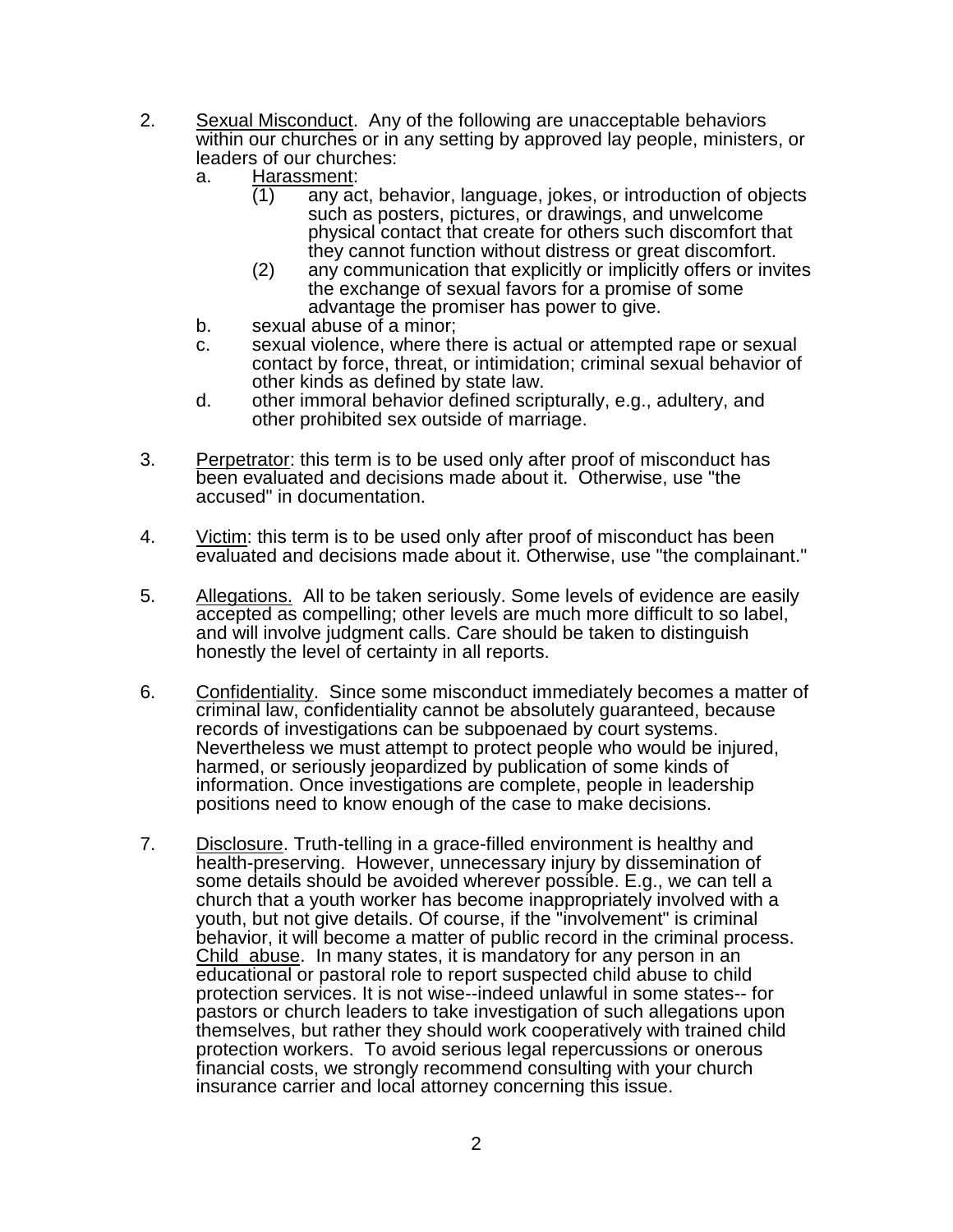2. <u>Sexual Misconduct</u>. Any of the following are unacceptable behaviors within our churches or in any setting by approved lay people, ministers, or leaders of our churches:
   a. <u>Harassment</u>:
      (1) any act, behavior, language, jokes, or introduction of objects such as posters, pictures, or drawings, and unwelcome physical contact that create for others such discomfort that they cannot function without distress or great discomfort.
      (2) any communication that explicitly or implicitly offers or invites the exchange of sexual favors for a promise of some advantage the promiser has power to give.
   b. sexual abuse of a minor;
   c. sexual violence, where there is actual or attempted rape or sexual contact by force, threat, or intimidation; criminal sexual behavior of other kinds as defined by state law.
   d. other immoral behavior defined scripturally, e.g., adultery, and other prohibited sex outside of marriage.

3. <u>Perpetrator</u>: this term is to be used only after proof of misconduct has been evaluated and decisions made about it. Otherwise, use "the accused" in documentation.

4. <u>Victim</u>: this term is to be used only after proof of misconduct has been evaluated and decisions made about it. Otherwise, use "the complainant."

5. <u>Allegations.</u> All to be taken seriously. Some levels of evidence are easily accepted as compelling; other levels are much more difficult to so label, and will involve judgment calls. Care should be taken to distinguish honestly the level of certainty in all reports.

6. <u>Confidentiality</u>. Since some misconduct immediately becomes a matter of criminal law, confidentiality cannot be absolutely guaranteed, because records of investigations can be subpoenaed by court systems. Nevertheless we must attempt to protect people who would be injured, harmed, or seriously jeopardized by publication of some kinds of information. Once investigations are complete, people in leadership positions need to know enough of the case to make decisions.

7. <u>Disclosure</u>. Truth-telling in a grace-filled environment is healthy and health-preserving. However, unnecessary injury by dissemination of some details should be avoided wherever possible. E.g., we can tell a church that a youth worker has become inappropriately involved with a youth, but not give details. Of course, if the "involvement" is criminal behavior, it will become a matter of public record in the criminal process. <u>Child abuse</u>. In many states, it is mandatory for any person in an educational or pastoral role to report suspected child abuse to child protection services. It is not wise--indeed unlawful in some states-- for pastors or church leaders to take investigation of such allegations upon themselves, but rather they should work cooperatively with trained child protection workers. To avoid serious legal repercussions or onerous financial costs, we strongly recommend consulting with your church insurance carrier and local attorney concerning this issue.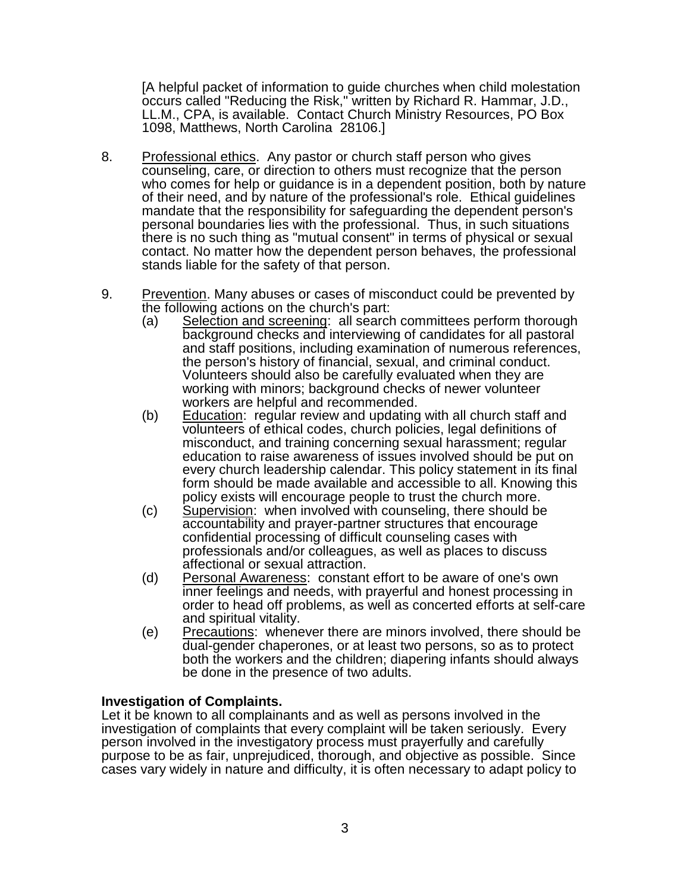[A helpful packet of information to guide churches when child molestation occurs called "Reducing the Risk," written by Richard R. Hammar, J.D., LL.M., CPA, is available. Contact Church Ministry Resources, PO Box 1098, Matthews, North Carolina 28106.]

8. <u>Professional ethics</u>. Any pastor or church staff person who gives counseling, care, or direction to others must recognize that the person who comes for help or guidance is in a dependent position, both by nature of their need, and by nature of the professional's role. Ethical guidelines mandate that the responsibility for safeguarding the dependent person's personal boundaries lies with the professional. Thus, in such situations there is no such thing as "mutual consent" in terms of physical or sexual contact. No matter how the dependent person behaves, the professional stands liable for the safety of that person.

9. <u>Prevention</u>. Many abuses or cases of misconduct could be prevented by the following actions on the church's part:
   - (a) <u>Selection and screening</u>: all search committees perform thorough background checks and interviewing of candidates for all pastoral and staff positions, including examination of numerous references, the person's history of financial, sexual, and criminal conduct. Volunteers should also be carefully evaluated when they are working with minors; background checks of newer volunteer workers are helpful and recommended.
   - (b) <u>Education</u>: regular review and updating with all church staff and volunteers of ethical codes, church policies, legal definitions of misconduct, and training concerning sexual harassment; regular education to raise awareness of issues involved should be put on every church leadership calendar. This policy statement in its final form should be made available and accessible to all. Knowing this policy exists will encourage people to trust the church more.
   - (c) <u>Supervision</u>: when involved with counseling, there should be accountability and prayer-partner structures that encourage confidential processing of difficult counseling cases with professionals and/or colleagues, as well as places to discuss affectional or sexual attraction.
   - (d) <u>Personal Awareness</u>: constant effort to be aware of one's own inner feelings and needs, with prayerful and honest processing in order to head off problems, as well as concerted efforts at self-care and spiritual vitality.
   - (e) <u>Precautions</u>: whenever there are minors involved, there should be dual-gender chaperones, or at least two persons, so as to protect both the workers and the children; diapering infants should always be done in the presence of two adults.

**Investigation of Complaints.**

Let it be known to all complainants and as well as persons involved in the investigation of complaints that every complaint will be taken seriously. Every person involved in the investigatory process must prayerfully and carefully purpose to be as fair, unprejudiced, thorough, and objective as possible. Since cases vary widely in nature and difficulty, it is often necessary to adapt policy to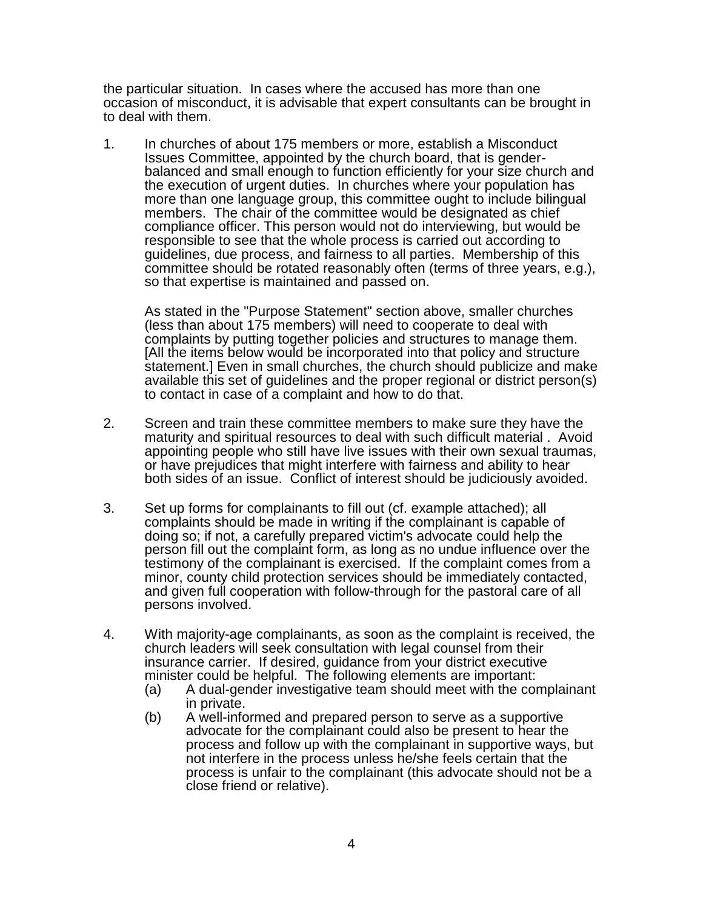the particular situation. In cases where the accused has more than one occasion of misconduct, it is advisable that expert consultants can be brought in to deal with them.

1. In churches of about 175 members or more, establish a Misconduct Issues Committee, appointed by the church board, that is gender-balanced and small enough to function efficiently for your size church and the execution of urgent duties. In churches where your population has more than one language group, this committee ought to include bilingual members. The chair of the committee would be designated as chief compliance officer. This person would not do interviewing, but would be responsible to see that the whole process is carried out according to guidelines, due process, and fairness to all parties. Membership of this committee should be rotated reasonably often (terms of three years, e.g.), so that expertise is maintained and passed on.

   As stated in the "Purpose Statement" section above, smaller churches (less than about 175 members) will need to cooperate to deal with complaints by putting together policies and structures to manage them. [All the items below would be incorporated into that policy and structure statement.] Even in small churches, the church should publicize and make available this set of guidelines and the proper regional or district person(s) to contact in case of a complaint and how to do that.

2. Screen and train these committee members to make sure they have the maturity and spiritual resources to deal with such difficult material . Avoid appointing people who still have live issues with their own sexual traumas, or have prejudices that might interfere with fairness and ability to hear both sides of an issue. Conflict of interest should be judiciously avoided.

3. Set up forms for complainants to fill out (cf. example attached); all complaints should be made in writing if the complainant is capable of doing so; if not, a carefully prepared victim's advocate could help the person fill out the complaint form, as long as no undue influence over the testimony of the complainant is exercised. If the complaint comes from a minor, county child protection services should be immediately contacted, and given full cooperation with follow-through for the pastoral care of all persons involved.

4. With majority-age complainants, as soon as the complaint is received, the church leaders will seek consultation with legal counsel from their insurance carrier. If desired, guidance from your district executive minister could be helpful. The following elements are important:
   (a) A dual-gender investigative team should meet with the complainant in private.
   (b) A well-informed and prepared person to serve as a supportive advocate for the complainant could also be present to hear the process and follow up with the complainant in supportive ways, but not interfere in the process unless he/she feels certain that the process is unfair to the complainant (this advocate should not be a close friend or relative).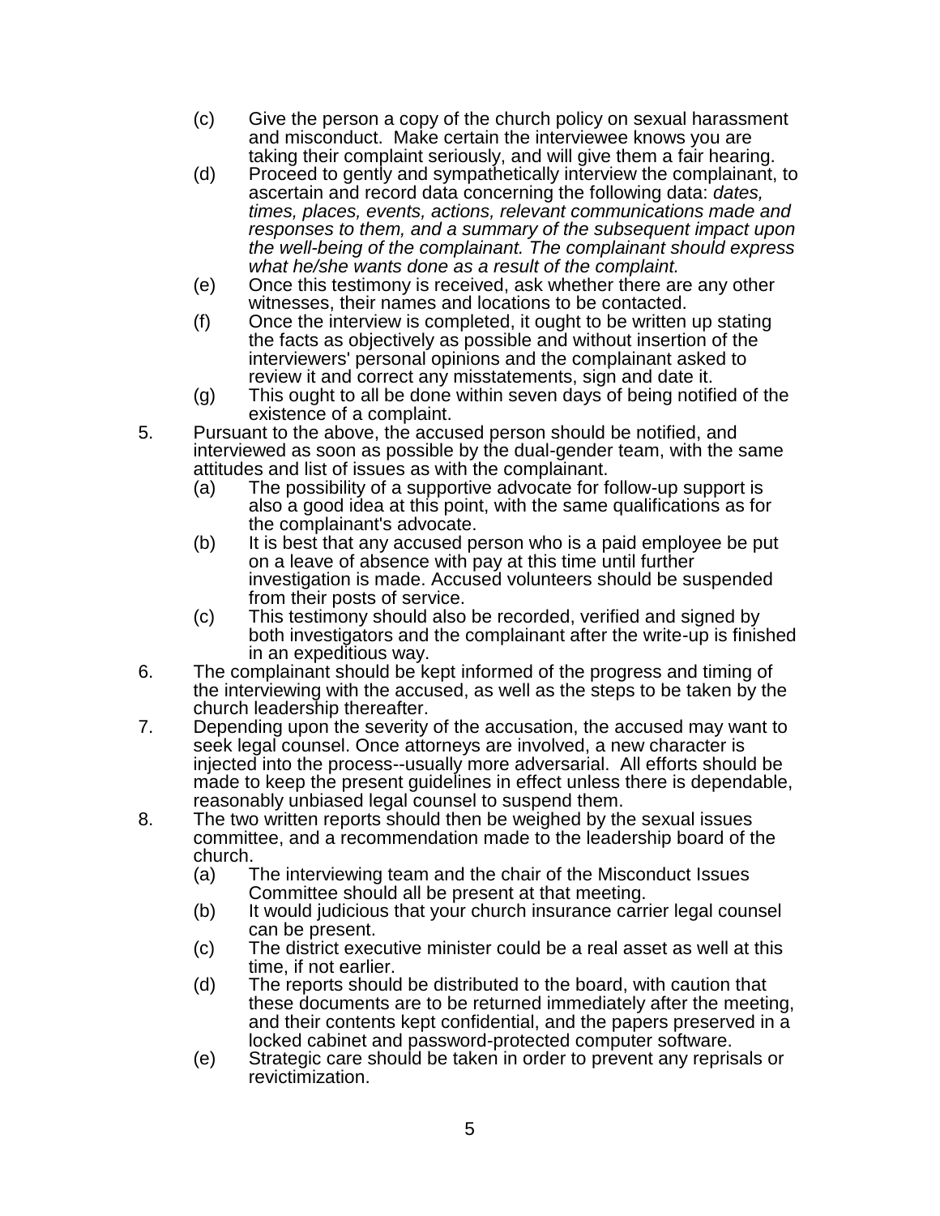(c) Give the person a copy of the church policy on sexual harassment and misconduct. Make certain the interviewee knows you are taking their complaint seriously, and will give them a fair hearing.

(d) Proceed to gently and sympathetically interview the complainant, to ascertain and record data concerning the following data: *dates, times, places, events, actions, relevant communications made and responses to them, and a summary of the subsequent impact upon the well-being of the complainant. The complainant should express what he/she wants done as a result of the complaint.*

(e) Once this testimony is received, ask whether there are any other witnesses, their names and locations to be contacted.

(f) Once the interview is completed, it ought to be written up stating the facts as objectively as possible and without insertion of the interviewers' personal opinions and the complainant asked to review it and correct any misstatements, sign and date it.

(g) This ought to all be done within seven days of being notified of the existence of a complaint.

5. Pursuant to the above, the accused person should be notified, and interviewed as soon as possible by the dual-gender team, with the same attitudes and list of issues as with the complainant.
   - (a) The possibility of a supportive advocate for follow-up support is also a good idea at this point, with the same qualifications as for the complainant's advocate.
   - (b) It is best that any accused person who is a paid employee be put on a leave of absence with pay at this time until further investigation is made. Accused volunteers should be suspended from their posts of service.
   - (c) This testimony should also be recorded, verified and signed by both investigators and the complainant after the write-up is finished in an expeditious way.
6. The complainant should be kept informed of the progress and timing of the interviewing with the accused, as well as the steps to be taken by the church leadership thereafter.
7. Depending upon the severity of the accusation, the accused may want to seek legal counsel. Once attorneys are involved, a new character is injected into the process--usually more adversarial. All efforts should be made to keep the present guidelines in effect unless there is dependable, reasonably unbiased legal counsel to suspend them.
8. The two written reports should then be weighed by the sexual issues committee, and a recommendation made to the leadership board of the church.
   - (a) The interviewing team and the chair of the Misconduct Issues Committee should all be present at that meeting.
   - (b) It would judicious that your church insurance carrier legal counsel can be present.
   - (c) The district executive minister could be a real asset as well at this time, if not earlier.
   - (d) The reports should be distributed to the board, with caution that these documents are to be returned immediately after the meeting, and their contents kept confidential, and the papers preserved in a locked cabinet and password-protected computer software.
   - (e) Strategic care should be taken in order to prevent any reprisals or revictimization.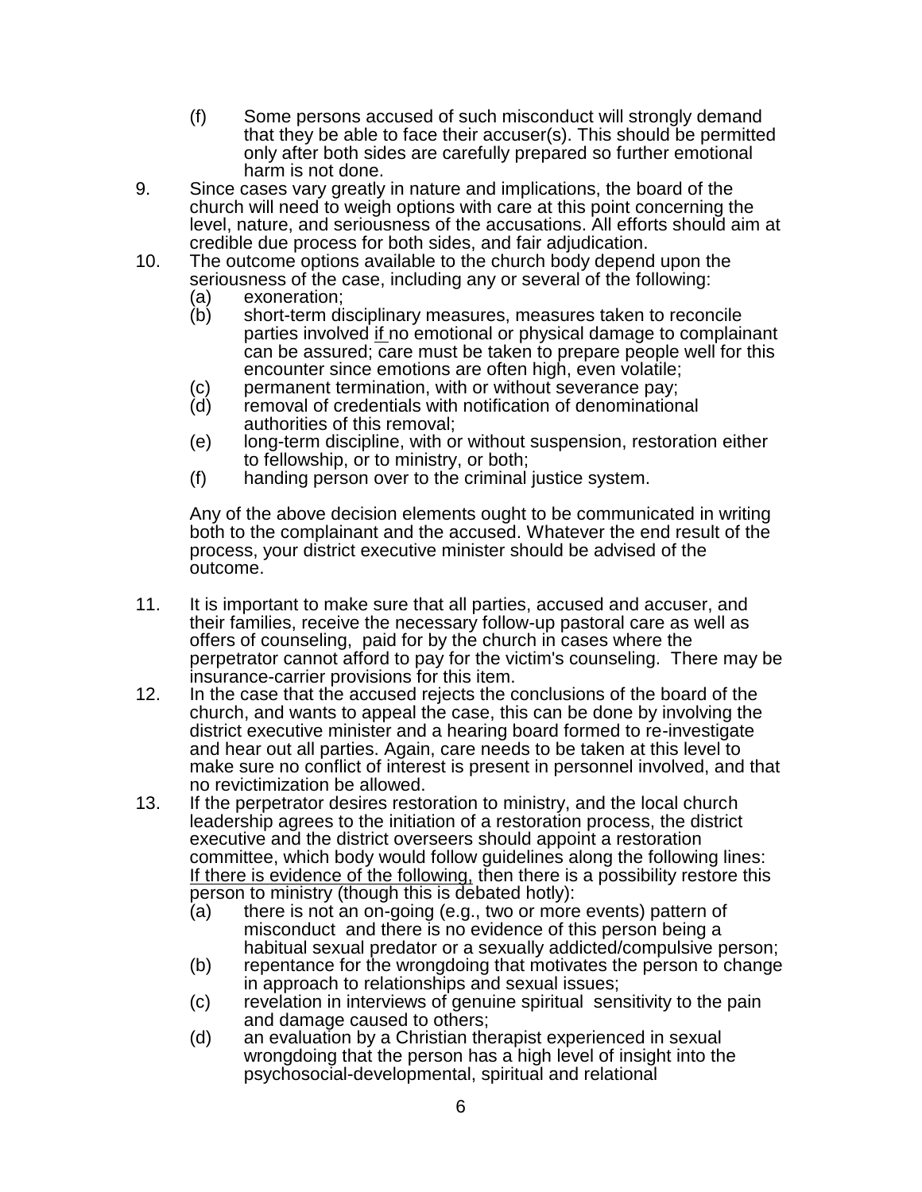(f) Some persons accused of such misconduct will strongly demand that they be able to face their accuser(s). This should be permitted only after both sides are carefully prepared so further emotional harm is not done.

9. Since cases vary greatly in nature and implications, the board of the church will need to weigh options with care at this point concerning the level, nature, and seriousness of the accusations. All efforts should aim at credible due process for both sides, and fair adjudication.

10. The outcome options available to the church body depend upon the seriousness of the case, including any or several of the following:
    (a) exoneration;
    (b) short-term disciplinary measures, measures taken to reconcile parties involved <u>if</u> no emotional or physical damage to complainant can be assured; care must be taken to prepare people well for this encounter since emotions are often high, even volatile;
    (c) permanent termination, with or without severance pay;
    (d) removal of credentials with notification of denominational authorities of this removal;
    (e) long-term discipline, with or without suspension, restoration either to fellowship, or to ministry, or both;
    (f) handing person over to the criminal justice system.

    Any of the above decision elements ought to be communicated in writing both to the complainant and the accused. Whatever the end result of the process, your district executive minister should be advised of the outcome.

11. It is important to make sure that all parties, accused and accuser, and their families, receive the necessary follow-up pastoral care as well as offers of counseling, paid for by the church in cases where the perpetrator cannot afford to pay for the victim's counseling. There may be insurance-carrier provisions for this item.

12. In the case that the accused rejects the conclusions of the board of the church, and wants to appeal the case, this can be done by involving the district executive minister and a hearing board formed to re-investigate and hear out all parties. Again, care needs to be taken at this level to make sure no conflict of interest is present in personnel involved, and that no revictimization be allowed.

13. If the perpetrator desires restoration to ministry, and the local church leadership agrees to the initiation of a restoration process, the district executive and the district overseers should appoint a restoration committee, which body would follow guidelines along the following lines: <u>If there is evidence of the following,</u> then there is a possibility restore this person to ministry (though this is debated hotly):
    (a) there is not an on-going (e.g., two or more events) pattern of misconduct and there is no evidence of this person being a habitual sexual predator or a sexually addicted/compulsive person;
    (b) repentance for the wrongdoing that motivates the person to change in approach to relationships and sexual issues;
    (c) revelation in interviews of genuine spiritual sensitivity to the pain and damage caused to others;
    (d) an evaluation by a Christian therapist experienced in sexual wrongdoing that the person has a high level of insight into the psychosocial-developmental, spiritual and relational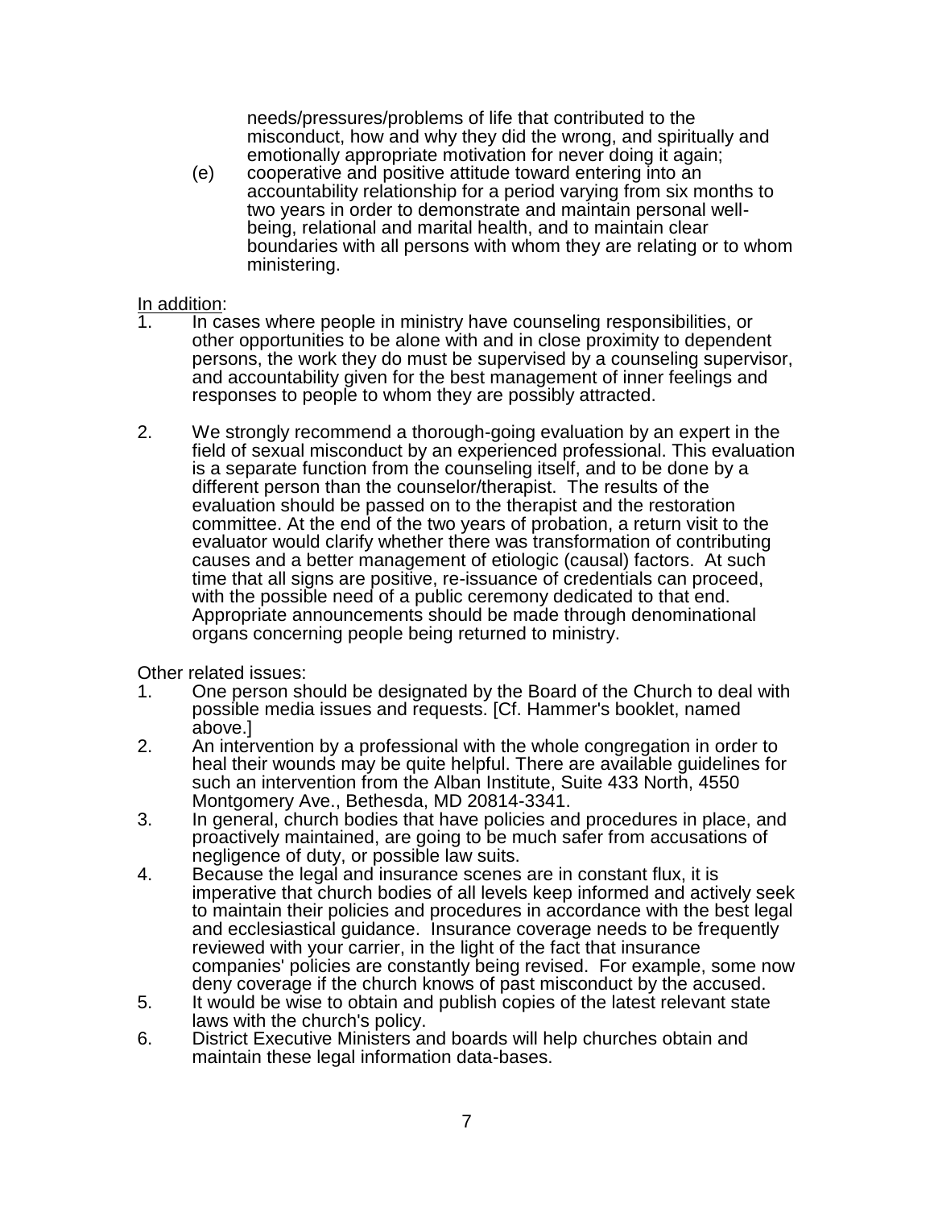needs/pressures/problems of life that contributed to the misconduct, how and why they did the wrong, and spiritually and emotionally appropriate motivation for never doing it again;

(e) cooperative and positive attitude toward entering into an accountability relationship for a period varying from six months to two years in order to demonstrate and maintain personal well-being, relational and marital health, and to maintain clear boundaries with all persons with whom they are relating or to whom ministering.

<u>In addition</u>:

1. In cases where people in ministry have counseling responsibilities, or other opportunities to be alone with and in close proximity to dependent persons, the work they do must be supervised by a counseling supervisor, and accountability given for the best management of inner feelings and responses to people to whom they are possibly attracted.

2. We strongly recommend a thorough-going evaluation by an expert in the field of sexual misconduct by an experienced professional. This evaluation is a separate function from the counseling itself, and to be done by a different person than the counselor/therapist. The results of the evaluation should be passed on to the therapist and the restoration committee. At the end of the two years of probation, a return visit to the evaluator would clarify whether there was transformation of contributing causes and a better management of etiologic (causal) factors. At such time that all signs are positive, re-issuance of credentials can proceed, with the possible need of a public ceremony dedicated to that end. Appropriate announcements should be made through denominational organs concerning people being returned to ministry.

Other related issues:

1. One person should be designated by the Board of the Church to deal with possible media issues and requests. [Cf. Hammer's booklet, named above.]
2. An intervention by a professional with the whole congregation in order to heal their wounds may be quite helpful. There are available guidelines for such an intervention from the Alban Institute, Suite 433 North, 4550 Montgomery Ave., Bethesda, MD 20814-3341.
3. In general, church bodies that have policies and procedures in place, and proactively maintained, are going to be much safer from accusations of negligence of duty, or possible law suits.
4. Because the legal and insurance scenes are in constant flux, it is imperative that church bodies of all levels keep informed and actively seek to maintain their policies and procedures in accordance with the best legal and ecclesiastical guidance. Insurance coverage needs to be frequently reviewed with your carrier, in the light of the fact that insurance companies' policies are constantly being revised. For example, some now deny coverage if the church knows of past misconduct by the accused.
5. It would be wise to obtain and publish copies of the latest relevant state laws with the church's policy.
6. District Executive Ministers and boards will help churches obtain and maintain these legal information data-bases.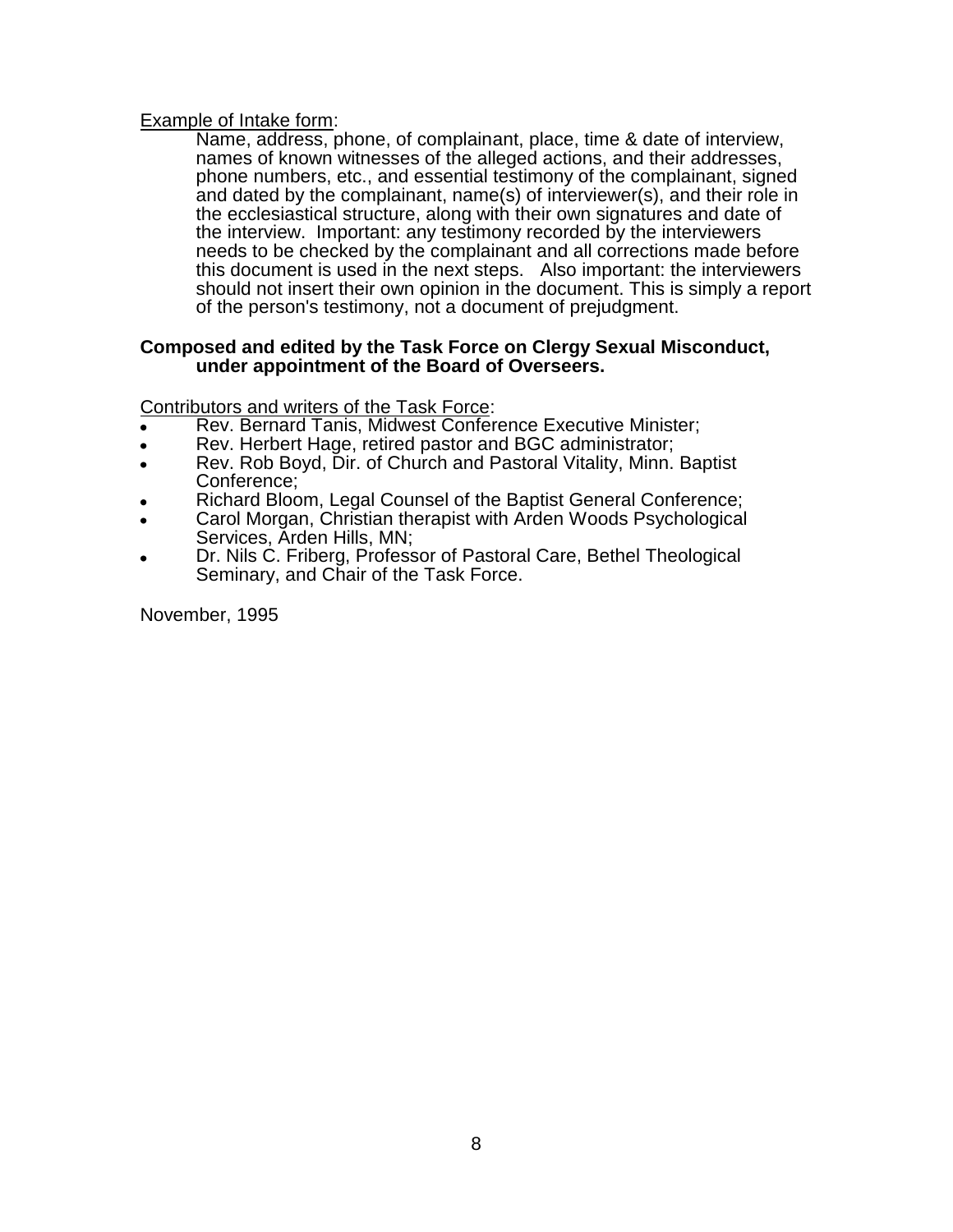Example of Intake form:

Name, address, phone, of complainant, place, time & date of interview, names of known witnesses of the alleged actions, and their addresses, phone numbers, etc., and essential testimony of the complainant, signed and dated by the complainant, name(s) of interviewer(s), and their role in the ecclesiastical structure, along with their own signatures and date of the interview. Important: any testimony recorded by the interviewers needs to be checked by the complainant and all corrections made before this document is used in the next steps. Also important: the interviewers should not insert their own opinion in the document. This is simply a report of the person's testimony, not a document of prejudgment.

**Composed and edited by the Task Force on Clergy Sexual Misconduct, under appointment of the Board of Overseers.**

Contributors and writers of the Task Force:

- Rev. Bernard Tanis, Midwest Conference Executive Minister;
- Rev. Herbert Hage, retired pastor and BGC administrator;
- Rev. Rob Boyd, Dir. of Church and Pastoral Vitality, Minn. Baptist Conference;
- Richard Bloom, Legal Counsel of the Baptist General Conference;
- Carol Morgan, Christian therapist with Arden Woods Psychological Services, Arden Hills, MN;
- Dr. Nils C. Friberg, Professor of Pastoral Care, Bethel Theological Seminary, and Chair of the Task Force.

November, 1995